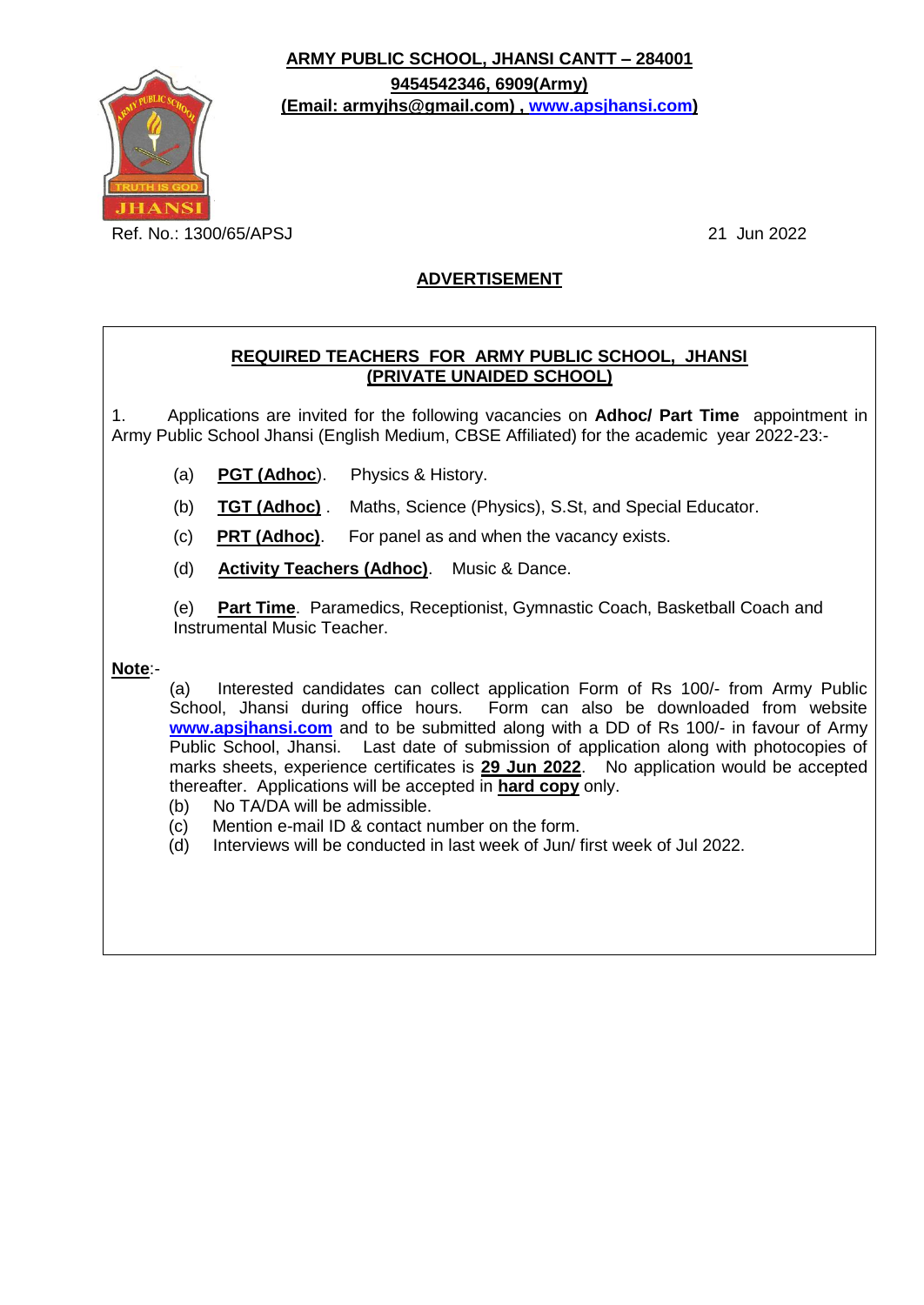**ARMY PUBLIC SCHOOL, JHANSI CANTT – 284001**

**9454542346, 6909(Army)**

**(Email: armyjhs@gmail.com) , www.apsjhansi.com)**

Ref. No.: 1300/65/APSJ

21 Jun 2022

## ADVERTISEMENT

### REQUIRED TEACHERS FOR ARMY PUBLIC SCHOOL, JHANSI (PRIVATE UNAIDED SCHOOL)

1. Applications are invited for the following vacancies on **Adhoc/ Part Time** appointment in Army Public School Jhansi (English Medium, CBSE Affiliated) for the academic year 2022-23:-

(a) **PGT (Adhoc)**. Physics & History.

(b) **TGT (Adhoc)** . Maths, Science (Physics), S.St, and Special Educator.

(c) **PRT (Adhoc)**. For panel as and when the vacancy exists.

(d) **Activity Teachers (Adhoc)**. Music & Dance.

(e) **Part Time**. Paramedics, Receptionist, Gymnastic Coach, Basketball Coach and Instrumental Music Teacher.

**Note**:-

(a) Interested candidates can collect application Form of Rs 100/- from Army Public School, Jhansi during office hours. Form can also be downloaded from website **www.apsjhansi.com** and to be submitted along with a DD of Rs 100/- in favour of Army Public School, Jhansi. Last date of submission of application along with photocopies of marks sheets, experience certificates is **29 Jun 2022**. No application would be accepted thereafter. Applications will be accepted in **hard copy** only.

(b) No TA/DA will be admissible.

(c) Mention e-mail ID & contact number on the form.

(d) Interviews will be conducted in last week of Jun/ first week of Jul 2022.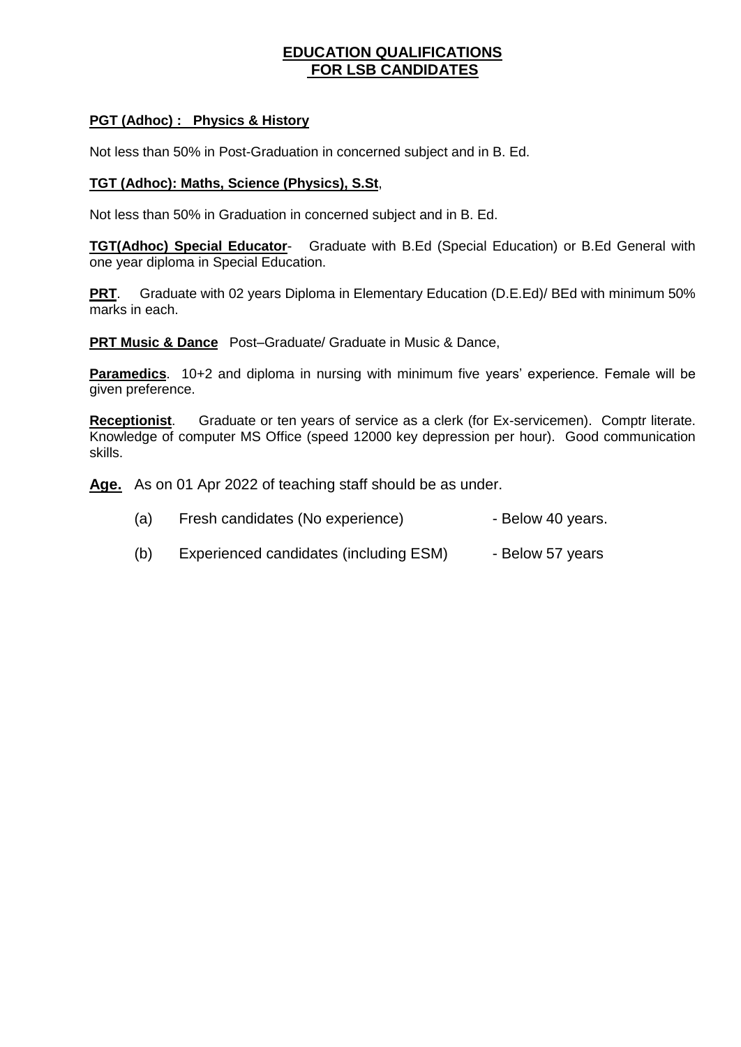# EDUCATION QUALIFICATIONS FOR LSB CANDIDATES

**PGT (Adhoc) : Physics & History**

Not less than 50% in Post-Graduation in concerned subject and in B. Ed.

**TGT (Adhoc): Maths, Science (Physics), S.St**,

Not less than 50% in Graduation in concerned subject and in B. Ed.

**TGT(Adhoc) Special Educator**- Graduate with B.Ed (Special Education) or B.Ed General with one year diploma in Special Education.

**PRT**. Graduate with 02 years Diploma in Elementary Education (D.E.Ed)/ BEd with minimum 50% marks in each.

**PRT Music & Dance** Post–Graduate/ Graduate in Music & Dance,

**Paramedics**. 10+2 and diploma in nursing with minimum five years' experience. Female will be given preference.

**Receptionist**. Graduate or ten years of service as a clerk (for Ex-servicemen). Comptr literate. Knowledge of computer MS Office (speed 12000 key depression per hour). Good communication skills.

**Age.** As on 01 Apr 2022 of teaching staff should be as under.

(a) Fresh candidates (No experience) - Below 40 years.

(b) Experienced candidates (including ESM) - Below 57 years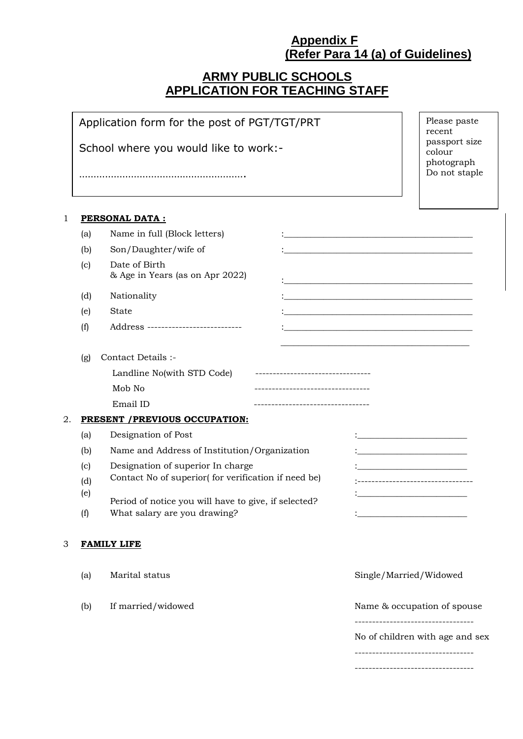**Appendix F**
**(Refer Para 14 (a) of Guidelines)**

# ARMY PUBLIC SCHOOLS
# APPLICATION FOR TEACHING STAFF

Application form for the post of PGT/TGT/PRT

School where you would like to work:-

…………………………………………………

Please paste recent passport size colour photograph Do not staple

1 **PERSONAL DATA :**

(a) Name in full (Block letters) :________________________________

(b) Son/Daughter/wife of :________________________________

(c) Date of Birth & Age in Years (as on Apr 2022) :________________________________

(d) Nationality :________________________________

(e) State :________________________________

(f) Address --------------------------- :________________________________

________________________________

(g) Contact Details :-

Landline No(with STD Code) ---------------------------------

Mob No ---------------------------------

Email ID ---------------------------------

2. **PRESENT /PREVIOUS OCCUPATION:**

(a) Designation of Post :________________________

(b) Name and Address of Institution/Organization :________________________

(c) Designation of superior In charge :________________________

(d) Contact No of superior( for verification if need be) :--------------------------------

(e) Period of notice you will have to give, if selected? :________________________

(f) What salary are you drawing? :________________________

3 **FAMILY LIFE**

(a) Marital status Single/Married/Widowed

(b) If married/widowed Name & occupation of spouse

----------------------------------

No of children with age and sex

----------------------------------

----------------------------------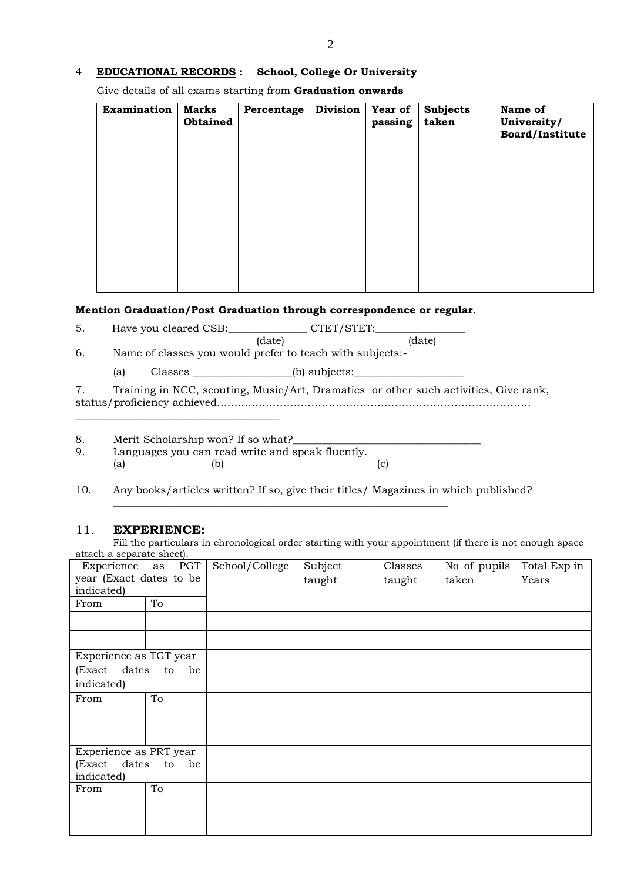4 **EDUCATIONAL RECORDS :** **School, College Or University**

Give details of all exams starting from **Graduation onwards**

| **Examination** | **Marks Obtained** | **Percentage** | **Division** | **Year of passing** | **Subjects taken** | **Name of University/ Board/Institute** |
|---|---|---|---|---|---|---|
| | | | | | | |
| | | | | | | |
| | | | | | | |
| | | | | | | |

**Mention Graduation/Post Graduation through correspondence or regular.**

5. Have you cleared CSB:______________ CTET/STET:________________
(date) (date)

6. Name of classes you would prefer to teach with subjects:-

(a) Classes __________________(b) subjects:____________________

7. Training in NCC, scouting, Music/Art, Dramatics or other such activities, Give rank, status/proficiency achieved.........................................................................................
_____________________________________

8. Merit Scholarship won? If so what?__________________________________

9. Languages you can read write and speak fluently.
(a) (b) (c)

10. Any books/articles written? If so, give their titles/ Magazines in which published?
_____________________________________________________________

## 11. EXPERIENCE:

Fill the particulars in chronological order starting with your appointment (if there is not enough space attach a separate sheet).

| Experience as PGT year (Exact dates to be indicated) | | School/College | Subject taught | Classes taught | No of pupils taken | Total Exp in Years |
|---|---|---|---|---|---|---|
| From | To | | | | | |
| | | | | | | |
| | | | | | | |
| Experience as TGT year (Exact dates to be indicated) | | | | | | |
| From | To | | | | | |
| | | | | | | |
| | | | | | | |
| Experience as PRT year (Exact dates to be indicated) | | | | | | |
| From | To | | | | | |
| | | | | | | |
| | | | | | | |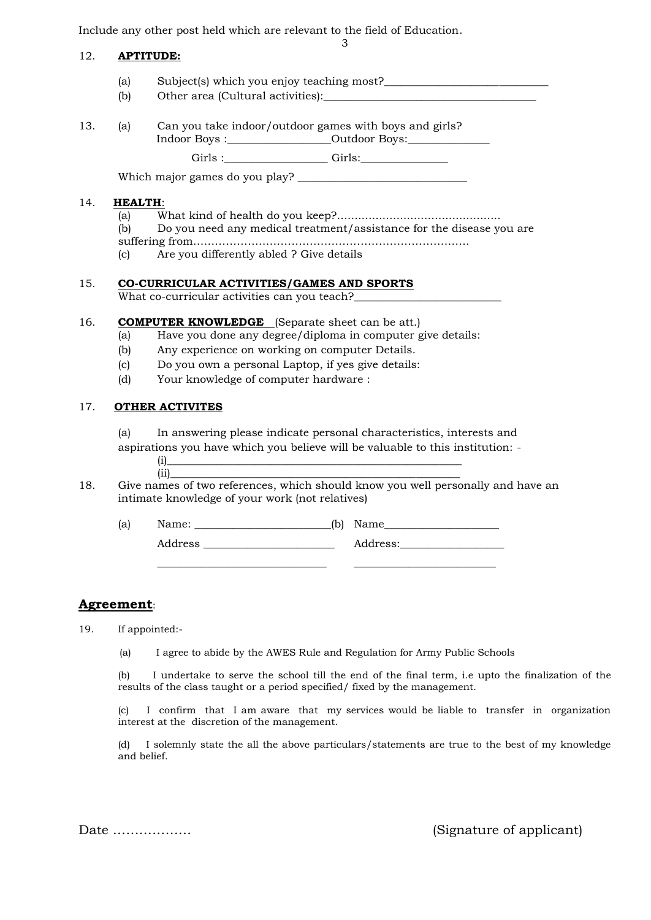Include any other post held which are relevant to the field of Education.

12. **APTITUDE:**

    (a) Subject(s) which you enjoy teaching most?_____________________________

    (b) Other area (Cultural activities):_____________________________________

13. (a) Can you take indoor/outdoor games with boys and girls?

    Indoor Boys :__________________Outdoor Boys:______________

    Girls :__________________ Girls:_______________

    Which major games do you play? ______________________________

14. **HEALTH**:

    (a) What kind of health do you keep?..............................................

    (b) Do you need any medical treatment/assistance for the disease you are suffering from…………………………………………………………………

    (c) Are you differently abled ? Give details

15. **CO-CURRICULAR ACTIVITIES/GAMES AND SPORTS**

    What co-curricular activities can you teach?__________________________

16. **COMPUTER KNOWLEDGE** (Separate sheet can be att.)

    (a) Have you done any degree/diploma in computer give details:

    (b) Any experience on working on computer Details.

    (c) Do you own a personal Laptop, if yes give details:

    (d) Your knowledge of computer hardware :

17. **OTHER ACTIVITES**

    (a) In answering please indicate personal characteristics, interests and aspirations you have which you believe will be valuable to this institution: -

    (i)______________________________________________________

    (ii)_____________________________________________________

18. Give names of two references, which should know you well personally and have an intimate knowledge of your work (not relatives)

    (a) Name: ________________________(b) Name____________________

    Address _______________________ Address:__________________

    ______________________________ __________________________

## Agreement:

19. If appointed:-

    (a) I agree to abide by the AWES Rule and Regulation for Army Public Schools

    (b) I undertake to serve the school till the end of the final term, i.e upto the finalization of the results of the class taught or a period specified/ fixed by the management.

    (c) I confirm that I am aware that my services would be liable to transfer in organization interest at the discretion of the management.

    (d) I solemnly state the all the above particulars/statements are true to the best of my knowledge and belief.

Date ………………          (Signature of applicant)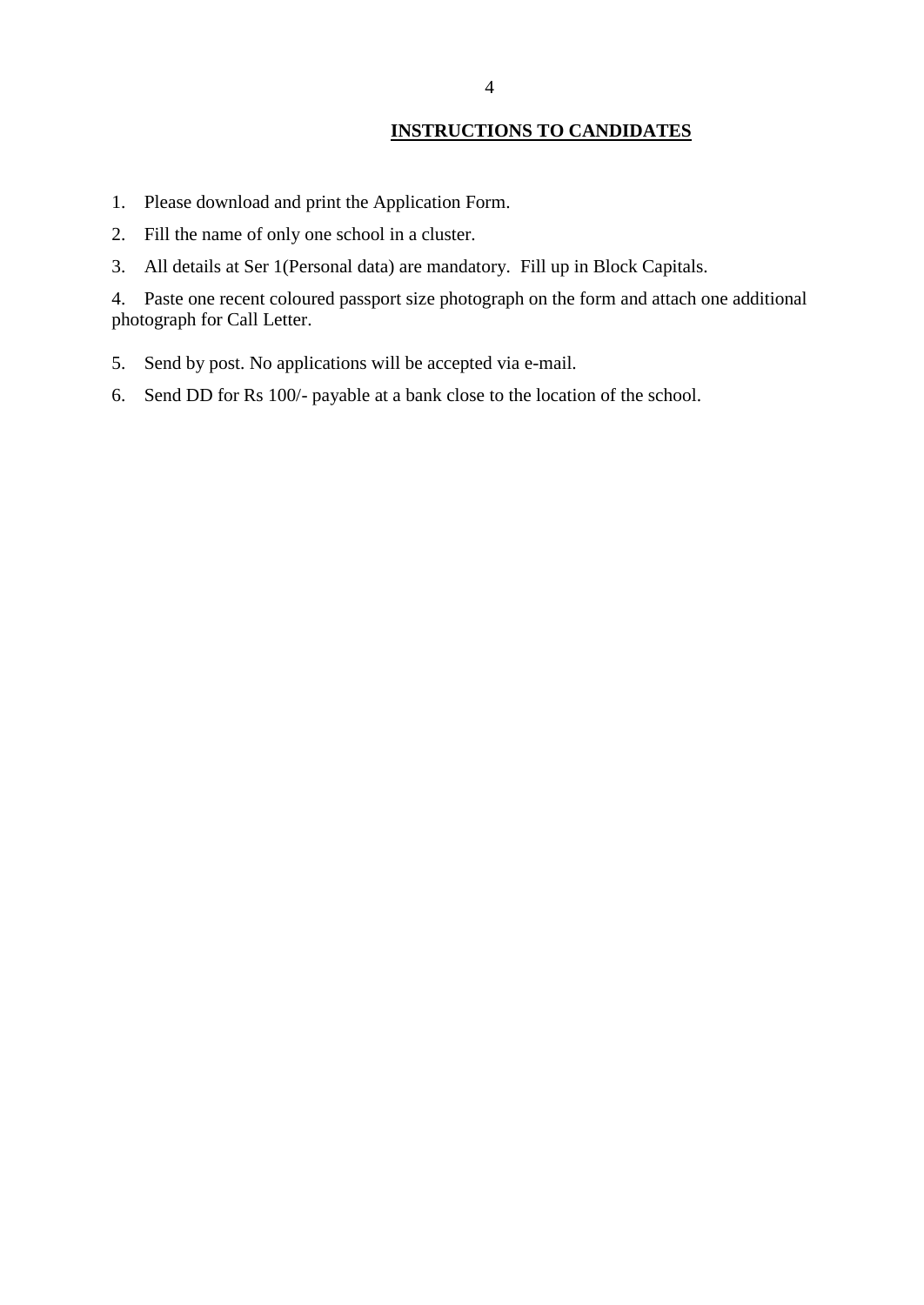## INSTRUCTIONS TO CANDIDATES

1. Please download and print the Application Form.
2. Fill the name of only one school in a cluster.
3. All details at Ser 1(Personal data) are mandatory. Fill up in Block Capitals.
4. Paste one recent coloured passport size photograph on the form and attach one additional photograph for Call Letter.
5. Send by post. No applications will be accepted via e-mail.
6. Send DD for Rs 100/- payable at a bank close to the location of the school.